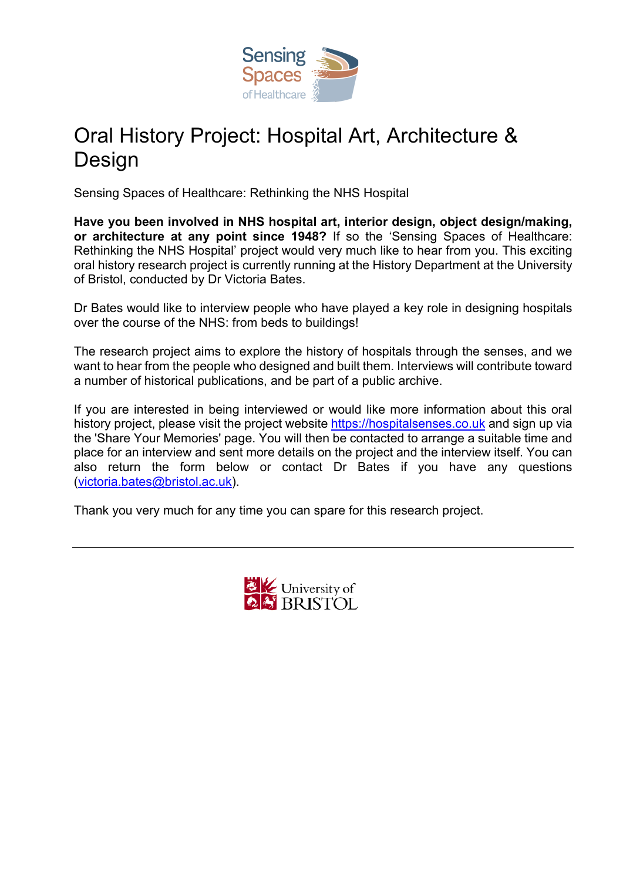# Oral History Project: Hospital Art, Architecture & Design

Sensing Spaces of Healthcare: Rethinking the NHS Hospital

**Have you been involved in NHS hospital art, interior design, object design/making, or architecture at any point since 1948?** If so the 'Sensing Spaces of Healthcare: Rethinking the NHS Hospital' project would very much like to hear from you. This exciting oral history research project is currently running at the History Department at the University of Bristol, conducted by Dr Victoria Bates.

Dr Bates would like to interview people who have played a key role in designing hospitals over the course of the NHS: from beds to buildings!

The research project aims to explore the history of hospitals through the senses, and we want to hear from the people who designed and built them. Interviews will contribute toward a number of historical publications, and be part of a public archive.

If you are interested in being interviewed or would like more information about this oral history project, please visit the project website [https://hospitalsenses.co.uk](https://hospitalsenses.co.uk) and sign up via the 'Share Your Memories' page. You will then be contacted to arrange a suitable time and place for an interview and sent more details on the project and the interview itself. You can also return the form below or contact Dr Bates if you have any questions ([victoria.bates@bristol.ac.uk](mailto:victoria.bates@bristol.ac.uk)).

Thank you very much for any time you can spare for this research project.

---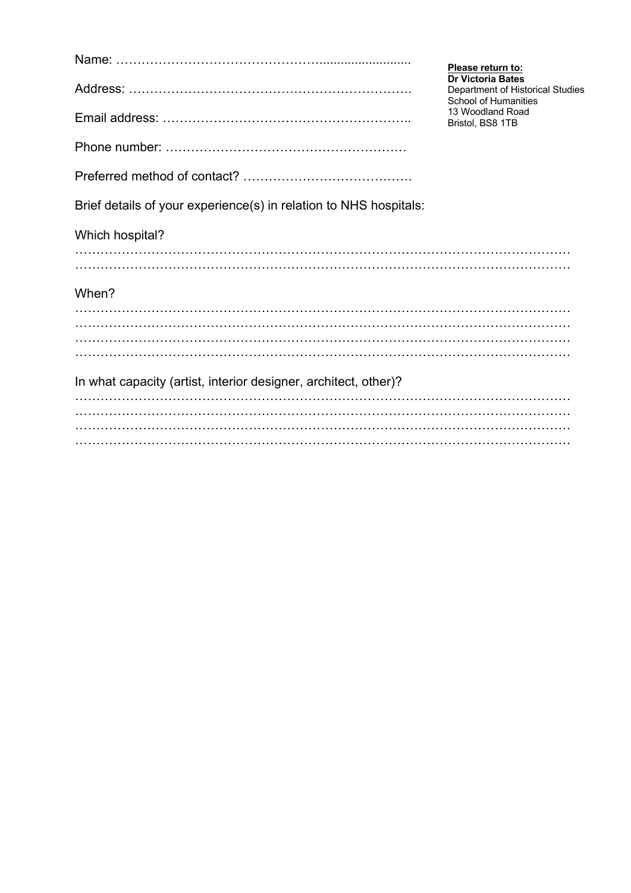**Please return to:**
**Dr Victoria Bates**
Department of Historical Studies
School of Humanities
13 Woodland Road
Bristol, BS8 1TB

Name: ………………………………………….........................

Address: ………………………………………………………….

Email address: …………………………………………………..

Phone number: …………………………………………………

Preferred method of contact? ………………………………….

Brief details of your experience(s) in relation to NHS hospitals:

Which hospital?

……………………………………………………………………………………………………
……………………………………………………………………………………………………

When?

……………………………………………………………………………………………………
……………………………………………………………………………………………………
……………………………………………………………………………………………………
……………………………………………………………………………………………………

In what capacity (artist, interior designer, architect, other)?

……………………………………………………………………………………………………
……………………………………………………………………………………………………
……………………………………………………………………………………………………
……………………………………………………………………………………………………